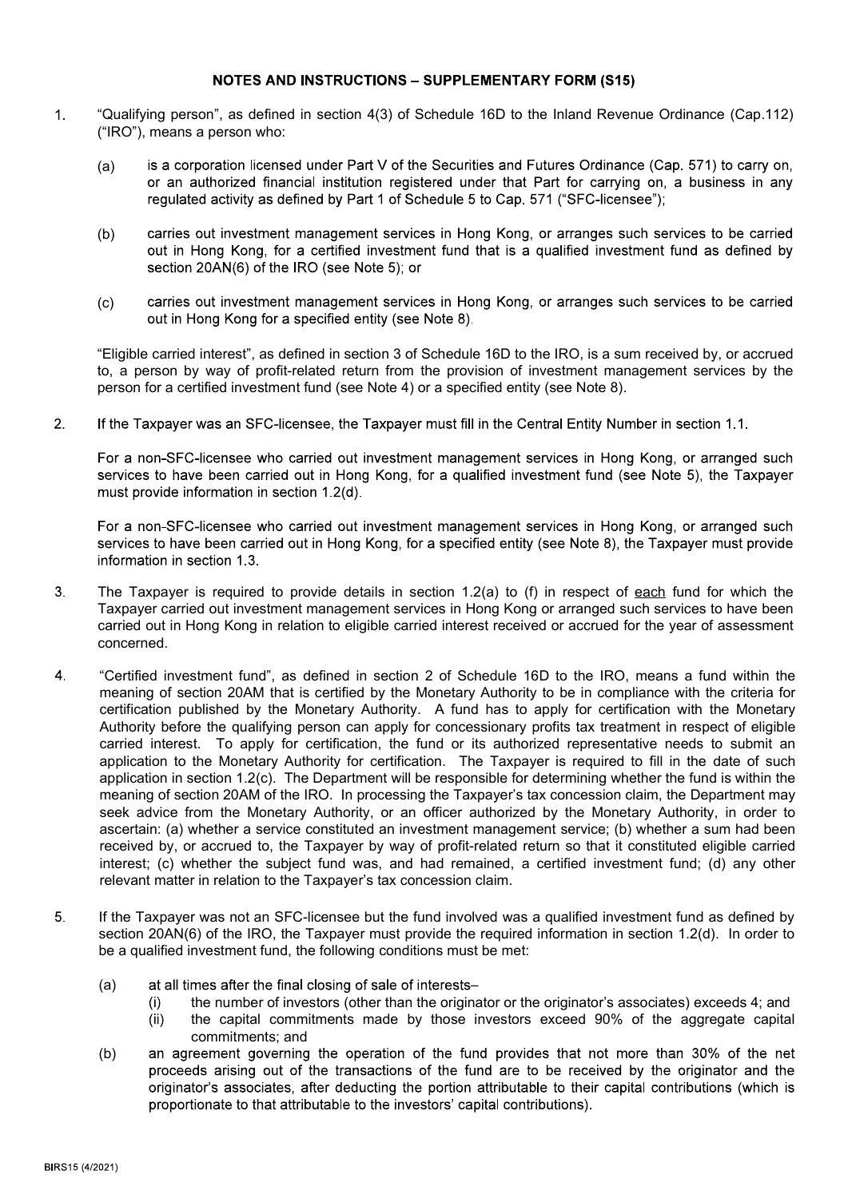# NOTES AND INSTRUCTIONS – SUPPLEMENTARY FORM (S15)

1. "Qualifying person", as defined in section 4(3) of Schedule 16D to the Inland Revenue Ordinance (Cap.112) ("IRO"), means a person who:

   (a) is a corporation licensed under Part V of the Securities and Futures Ordinance (Cap. 571) to carry on, or an authorized financial institution registered under that Part for carrying on, a business in any regulated activity as defined by Part 1 of Schedule 5 to Cap. 571 ("SFC-licensee");

   (b) carries out investment management services in Hong Kong, or arranges such services to be carried out in Hong Kong, for a certified investment fund that is a qualified investment fund as defined by section 20AN(6) of the IRO (see Note 5); or

   (c) carries out investment management services in Hong Kong, or arranges such services to be carried out in Hong Kong for a specified entity (see Note 8).

   "Eligible carried interest", as defined in section 3 of Schedule 16D to the IRO, is a sum received by, or accrued to, a person by way of profit-related return from the provision of investment management services by the person for a certified investment fund (see Note 4) or a specified entity (see Note 8).

2. If the Taxpayer was an SFC-licensee, the Taxpayer must fill in the Central Entity Number in section 1.1.

   For a non-SFC-licensee who carried out investment management services in Hong Kong, or arranged such services to have been carried out in Hong Kong, for a qualified investment fund (see Note 5), the Taxpayer must provide information in section 1.2(d).

   For a non-SFC-licensee who carried out investment management services in Hong Kong, or arranged such services to have been carried out in Hong Kong, for a specified entity (see Note 8), the Taxpayer must provide information in section 1.3.

3. The Taxpayer is required to provide details in section 1.2(a) to (f) in respect of <u>each</u> fund for which the Taxpayer carried out investment management services in Hong Kong or arranged such services to have been carried out in Hong Kong in relation to eligible carried interest received or accrued for the year of assessment concerned.

4. "Certified investment fund", as defined in section 2 of Schedule 16D to the IRO, means a fund within the meaning of section 20AM that is certified by the Monetary Authority to be in compliance with the criteria for certification published by the Monetary Authority. A fund has to apply for certification with the Monetary Authority before the qualifying person can apply for concessionary profits tax treatment in respect of eligible carried interest. To apply for certification, the fund or its authorized representative needs to submit an application to the Monetary Authority for certification. The Taxpayer is required to fill in the date of such application in section 1.2(c). The Department will be responsible for determining whether the fund is within the meaning of section 20AM of the IRO. In processing the Taxpayer's tax concession claim, the Department may seek advice from the Monetary Authority, or an officer authorized by the Monetary Authority, in order to ascertain: (a) whether a service constituted an investment management service; (b) whether a sum had been received by, or accrued to, the Taxpayer by way of profit-related return so that it constituted eligible carried interest; (c) whether the subject fund was, and had remained, a certified investment fund; (d) any other relevant matter in relation to the Taxpayer's tax concession claim.

5. If the Taxpayer was not an SFC-licensee but the fund involved was a qualified investment fund as defined by section 20AN(6) of the IRO, the Taxpayer must provide the required information in section 1.2(d). In order to be a qualified investment fund, the following conditions must be met:

   (a) at all times after the final closing of sale of interests–
      (i) the number of investors (other than the originator or the originator's associates) exceeds 4; and
      (ii) the capital commitments made by those investors exceed 90% of the aggregate capital commitments; and

   (b) an agreement governing the operation of the fund provides that not more than 30% of the net proceeds arising out of the transactions of the fund are to be received by the originator and the originator's associates, after deducting the portion attributable to their capital contributions (which is proportionate to that attributable to the investors' capital contributions).

BIRS15 (4/2021)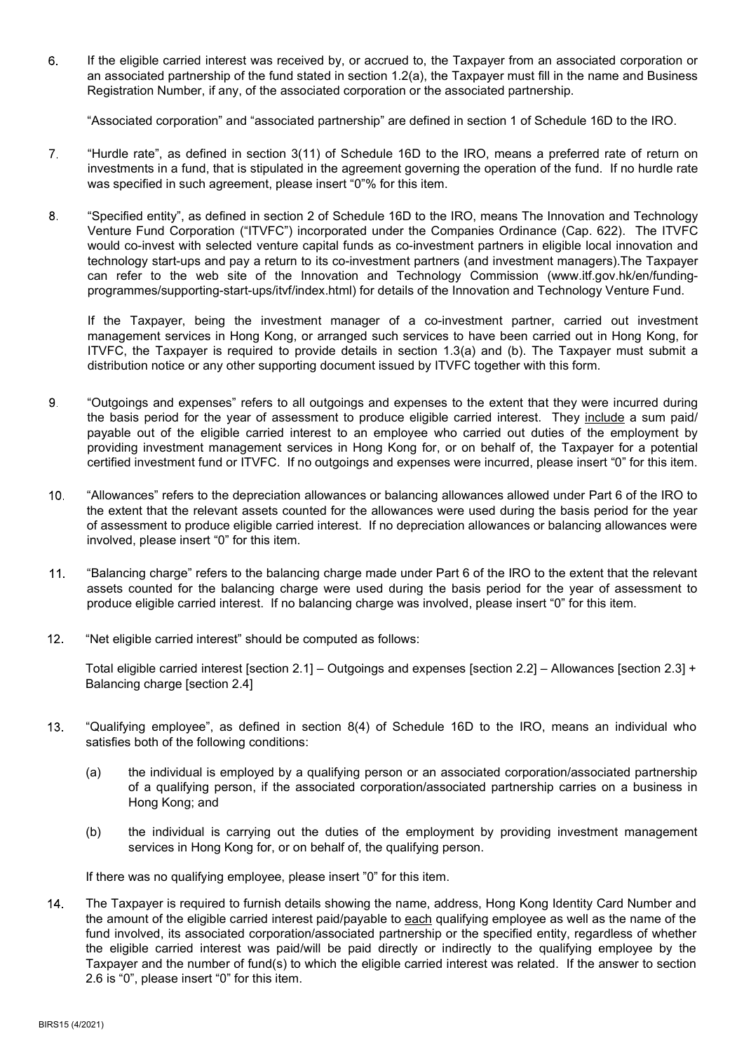6. If the eligible carried interest was received by, or accrued to, the Taxpayer from an associated corporation or an associated partnership of the fund stated in section 1.2(a), the Taxpayer must fill in the name and Business Registration Number, if any, of the associated corporation or the associated partnership.

   "Associated corporation" and "associated partnership" are defined in section 1 of Schedule 16D to the IRO.

7. "Hurdle rate", as defined in section 3(11) of Schedule 16D to the IRO, means a preferred rate of return on investments in a fund, that is stipulated in the agreement governing the operation of the fund. If no hurdle rate was specified in such agreement, please insert "0"% for this item.

8. "Specified entity", as defined in section 2 of Schedule 16D to the IRO, means The Innovation and Technology Venture Fund Corporation ("ITVFC") incorporated under the Companies Ordinance (Cap. 622). The ITVFC would co-invest with selected venture capital funds as co-investment partners in eligible local innovation and technology start-ups and pay a return to its co-investment partners (and investment managers).The Taxpayer can refer to the web site of the Innovation and Technology Commission (www.itf.gov.hk/en/funding-programmes/supporting-start-ups/itvf/index.html) for details of the Innovation and Technology Venture Fund.

   If the Taxpayer, being the investment manager of a co-investment partner, carried out investment management services in Hong Kong, or arranged such services to have been carried out in Hong Kong, for ITVFC, the Taxpayer is required to provide details in section 1.3(a) and (b). The Taxpayer must submit a distribution notice or any other supporting document issued by ITVFC together with this form.

9. "Outgoings and expenses" refers to all outgoings and expenses to the extent that they were incurred during the basis period for the year of assessment to produce eligible carried interest. They <u>include</u> a sum paid/ payable out of the eligible carried interest to an employee who carried out duties of the employment by providing investment management services in Hong Kong for, or on behalf of, the Taxpayer for a potential certified investment fund or ITVFC. If no outgoings and expenses were incurred, please insert "0" for this item.

10. "Allowances" refers to the depreciation allowances or balancing allowances allowed under Part 6 of the IRO to the extent that the relevant assets counted for the allowances were used during the basis period for the year of assessment to produce eligible carried interest. If no depreciation allowances or balancing allowances were involved, please insert "0" for this item.

11. "Balancing charge" refers to the balancing charge made under Part 6 of the IRO to the extent that the relevant assets counted for the balancing charge were used during the basis period for the year of assessment to produce eligible carried interest. If no balancing charge was involved, please insert "0" for this item.

12. "Net eligible carried interest" should be computed as follows:

    Total eligible carried interest [section 2.1] – Outgoings and expenses [section 2.2] – Allowances [section 2.3] + Balancing charge [section 2.4]

13. "Qualifying employee", as defined in section 8(4) of Schedule 16D to the IRO, means an individual who satisfies both of the following conditions:

    (a) the individual is employed by a qualifying person or an associated corporation/associated partnership of a qualifying person, if the associated corporation/associated partnership carries on a business in Hong Kong; and

    (b) the individual is carrying out the duties of the employment by providing investment management services in Hong Kong for, or on behalf of, the qualifying person.

    If there was no qualifying employee, please insert "0" for this item.

14. The Taxpayer is required to furnish details showing the name, address, Hong Kong Identity Card Number and the amount of the eligible carried interest paid/payable to <u>each</u> qualifying employee as well as the name of the fund involved, its associated corporation/associated partnership or the specified entity, regardless of whether the eligible carried interest was paid/will be paid directly or indirectly to the qualifying employee by the Taxpayer and the number of fund(s) to which the eligible carried interest was related. If the answer to section 2.6 is "0", please insert "0" for this item.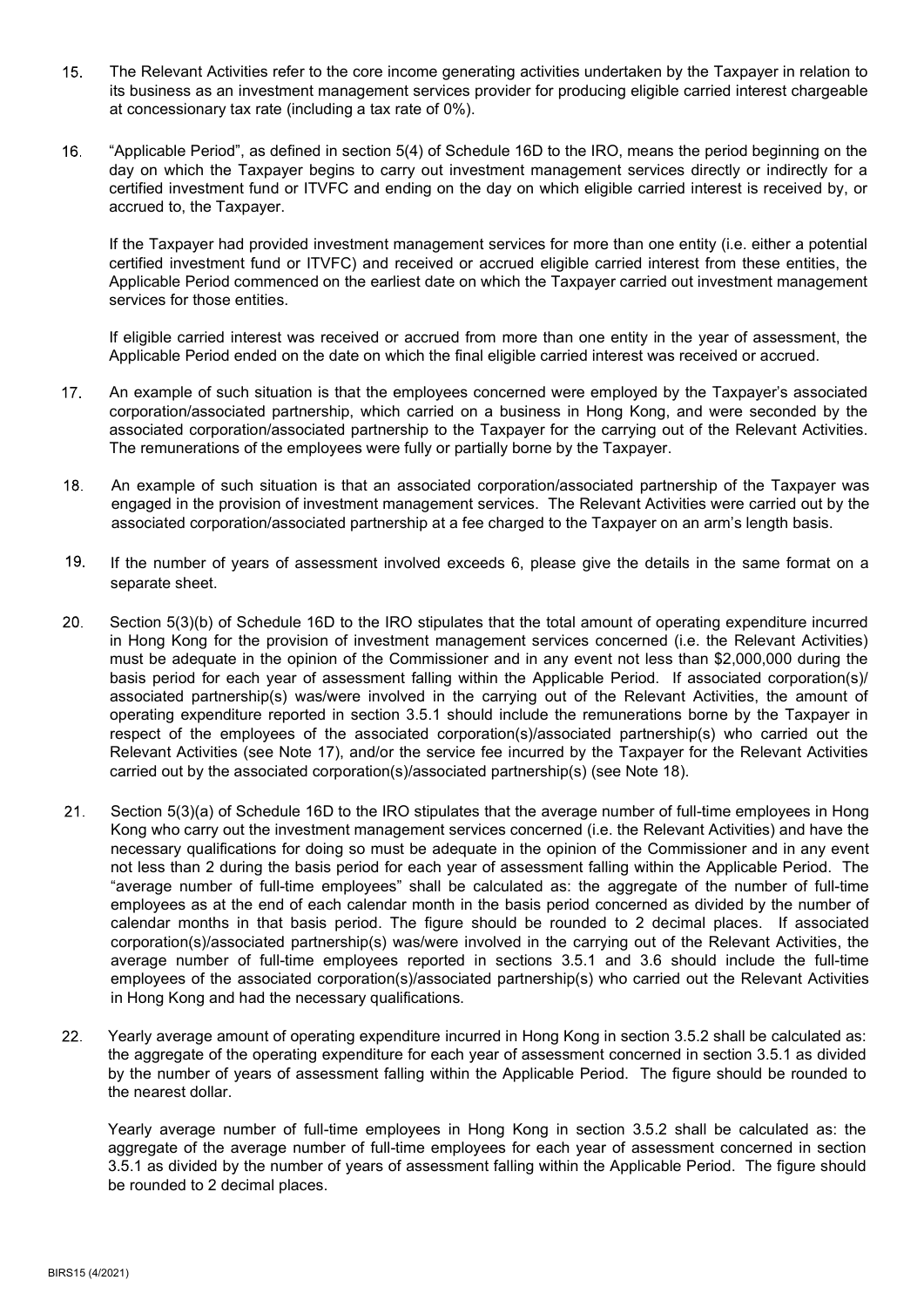15. The Relevant Activities refer to the core income generating activities undertaken by the Taxpayer in relation to its business as an investment management services provider for producing eligible carried interest chargeable at concessionary tax rate (including a tax rate of 0%).

16. "Applicable Period", as defined in section 5(4) of Schedule 16D to the IRO, means the period beginning on the day on which the Taxpayer begins to carry out investment management services directly or indirectly for a certified investment fund or ITVFC and ending on the day on which eligible carried interest is received by, or accrued to, the Taxpayer.

    If the Taxpayer had provided investment management services for more than one entity (i.e. either a potential certified investment fund or ITVFC) and received or accrued eligible carried interest from these entities, the Applicable Period commenced on the earliest date on which the Taxpayer carried out investment management services for those entities.

    If eligible carried interest was received or accrued from more than one entity in the year of assessment, the Applicable Period ended on the date on which the final eligible carried interest was received or accrued.

17. An example of such situation is that the employees concerned were employed by the Taxpayer's associated corporation/associated partnership, which carried on a business in Hong Kong, and were seconded by the associated corporation/associated partnership to the Taxpayer for the carrying out of the Relevant Activities. The remunerations of the employees were fully or partially borne by the Taxpayer.

18. An example of such situation is that an associated corporation/associated partnership of the Taxpayer was engaged in the provision of investment management services. The Relevant Activities were carried out by the associated corporation/associated partnership at a fee charged to the Taxpayer on an arm's length basis.

19. If the number of years of assessment involved exceeds 6, please give the details in the same format on a separate sheet.

20. Section 5(3)(b) of Schedule 16D to the IRO stipulates that the total amount of operating expenditure incurred in Hong Kong for the provision of investment management services concerned (i.e. the Relevant Activities) must be adequate in the opinion of the Commissioner and in any event not less than $2,000,000 during the basis period for each year of assessment falling within the Applicable Period. If associated corporation(s)/ associated partnership(s) was/were involved in the carrying out of the Relevant Activities, the amount of operating expenditure reported in section 3.5.1 should include the remunerations borne by the Taxpayer in respect of the employees of the associated corporation(s)/associated partnership(s) who carried out the Relevant Activities (see Note 17), and/or the service fee incurred by the Taxpayer for the Relevant Activities carried out by the associated corporation(s)/associated partnership(s) (see Note 18).

21. Section 5(3)(a) of Schedule 16D to the IRO stipulates that the average number of full-time employees in Hong Kong who carry out the investment management services concerned (i.e. the Relevant Activities) and have the necessary qualifications for doing so must be adequate in the opinion of the Commissioner and in any event not less than 2 during the basis period for each year of assessment falling within the Applicable Period. The "average number of full-time employees" shall be calculated as: the aggregate of the number of full-time employees as at the end of each calendar month in the basis period concerned as divided by the number of calendar months in that basis period. The figure should be rounded to 2 decimal places. If associated corporation(s)/associated partnership(s) was/were involved in the carrying out of the Relevant Activities, the average number of full-time employees reported in sections 3.5.1 and 3.6 should include the full-time employees of the associated corporation(s)/associated partnership(s) who carried out the Relevant Activities in Hong Kong and had the necessary qualifications.

22. Yearly average amount of operating expenditure incurred in Hong Kong in section 3.5.2 shall be calculated as: the aggregate of the operating expenditure for each year of assessment concerned in section 3.5.1 as divided by the number of years of assessment falling within the Applicable Period. The figure should be rounded to the nearest dollar.

    Yearly average number of full-time employees in Hong Kong in section 3.5.2 shall be calculated as: the aggregate of the average number of full-time employees for each year of assessment concerned in section 3.5.1 as divided by the number of years of assessment falling within the Applicable Period. The figure should be rounded to 2 decimal places.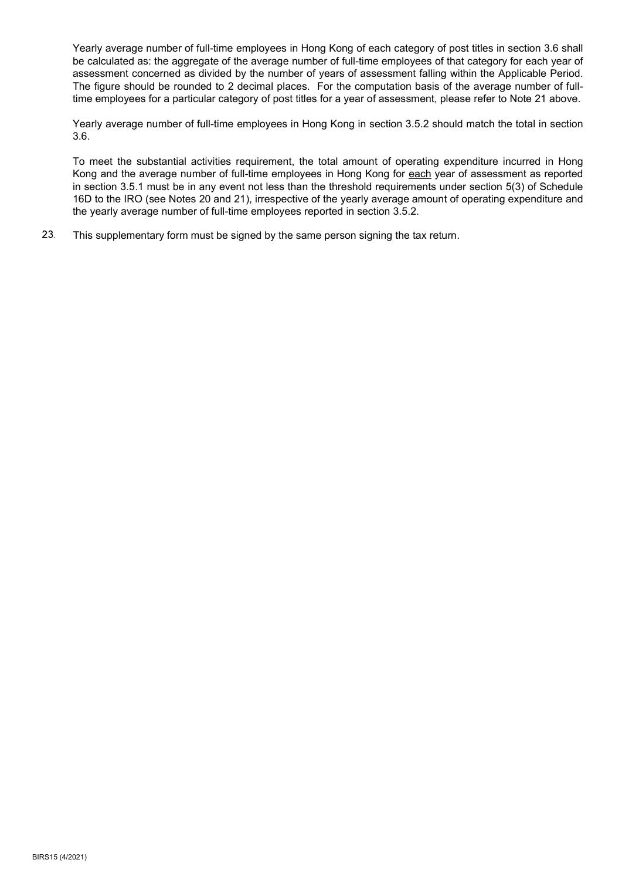Yearly average number of full-time employees in Hong Kong of each category of post titles in section 3.6 shall be calculated as: the aggregate of the average number of full-time employees of that category for each year of assessment concerned as divided by the number of years of assessment falling within the Applicable Period. The figure should be rounded to 2 decimal places. For the computation basis of the average number of full-time employees for a particular category of post titles for a year of assessment, please refer to Note 21 above.

Yearly average number of full-time employees in Hong Kong in section 3.5.2 should match the total in section 3.6.

To meet the substantial activities requirement, the total amount of operating expenditure incurred in Hong Kong and the average number of full-time employees in Hong Kong for each year of assessment as reported in section 3.5.1 must be in any event not less than the threshold requirements under section 5(3) of Schedule 16D to the IRO (see Notes 20 and 21), irrespective of the yearly average amount of operating expenditure and the yearly average number of full-time employees reported in section 3.5.2.

23. This supplementary form must be signed by the same person signing the tax return.

BIRS15 (4/2021)